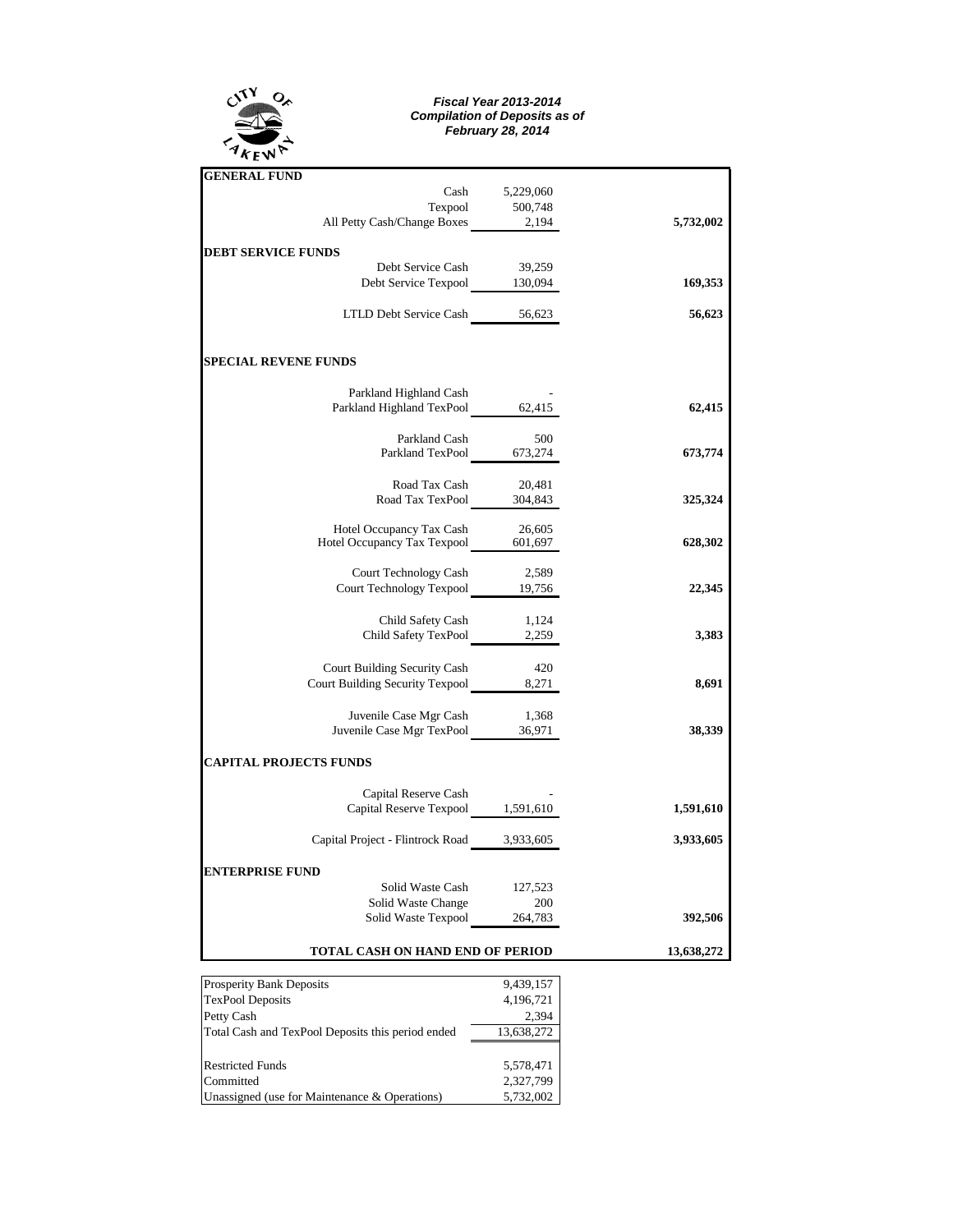CITY OF LAKEWAY

***Fiscal Year 2013-2014***
***Compilation of Deposits as of***
***February 28, 2014***

| | | |
|---|---|---|
| **GENERAL FUND** | | |
| Cash | 5,229,060 | |
| Texpool | 500,748 | |
| All Petty Cash/Change Boxes | 2,194 | **5,732,002** |
| **DEBT SERVICE FUNDS** | | |
| Debt Service Cash | 39,259 | |
| Debt Service Texpool | 130,094 | **169,353** |
| LTLD Debt Service Cash | 56,623 | **56,623** |
| **SPECIAL REVENE FUNDS** | | |
| Parkland Highland Cash | - | |
| Parkland Highland TexPool | 62,415 | **62,415** |
| Parkland Cash | 500 | |
| Parkland TexPool | 673,274 | **673,774** |
| Road Tax Cash | 20,481 | |
| Road Tax TexPool | 304,843 | **325,324** |
| Hotel Occupancy Tax Cash | 26,605 | |
| Hotel Occupancy Tax Texpool | 601,697 | **628,302** |
| Court Technology Cash | 2,589 | |
| Court Technology Texpool | 19,756 | **22,345** |
| Child Safety Cash | 1,124 | |
| Child Safety TexPool | 2,259 | **3,383** |
| Court Building Security Cash | 420 | |
| Court Building Security Texpool | 8,271 | **8,691** |
| Juvenile Case Mgr Cash | 1,368 | |
| Juvenile Case Mgr TexPool | 36,971 | **38,339** |
| **CAPITAL PROJECTS FUNDS** | | |
| Capital Reserve Cash | - | |
| Capital Reserve Texpool | 1,591,610 | **1,591,610** |
| Capital Project - Flintrock Road | 3,933,605 | **3,933,605** |
| **ENTERPRISE FUND** | | |
| Solid Waste Cash | 127,523 | |
| Solid Waste Change | 200 | |
| Solid Waste Texpool | 264,783 | **392,506** |
| **TOTAL CASH ON HAND END OF PERIOD** | | **13,638,272** |

| | |
|---|---|
| Prosperity Bank Deposits | 9,439,157 |
| TexPool Deposits | 4,196,721 |
| Petty Cash | 2,394 |
| Total Cash and TexPool Deposits this period ended | 13,638,272 |
| Restricted Funds | 5,578,471 |
| Committed | 2,327,799 |
| Unassigned (use for Maintenance & Operations) | 5,732,002 |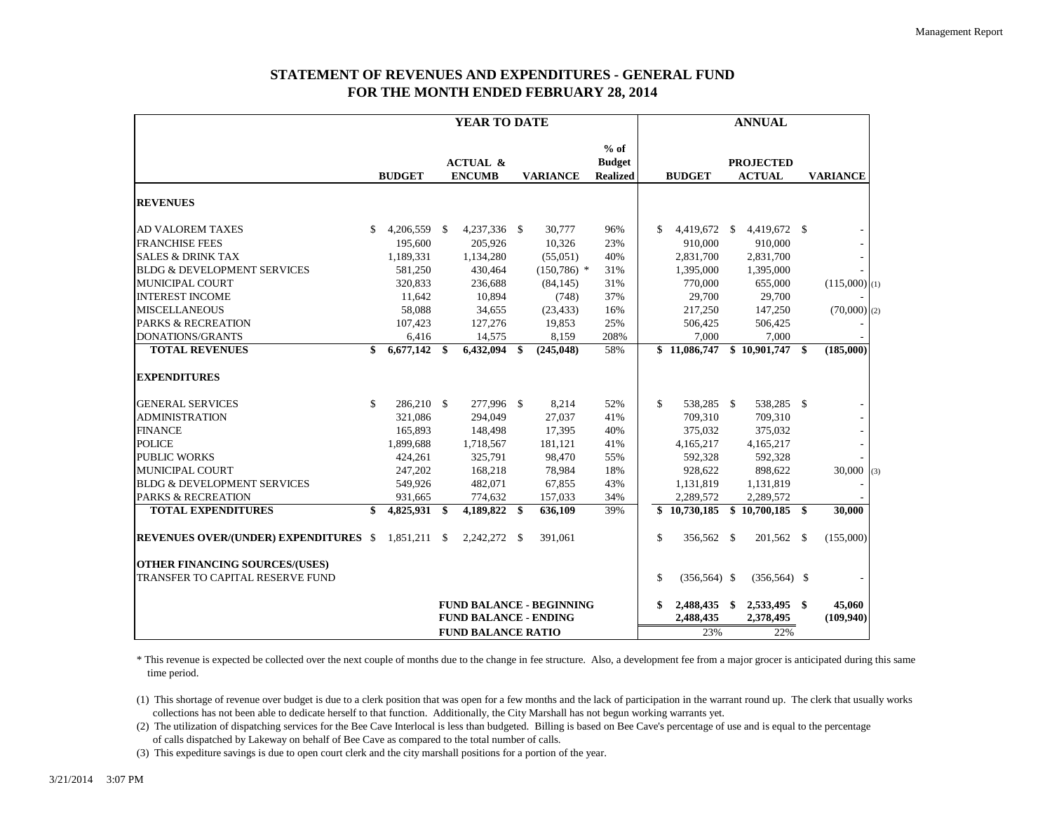# STATEMENT OF REVENUES AND EXPENDITURES - GENERAL FUND
## FOR THE MONTH ENDED FEBRUARY 28, 2014

| | YEAR TO DATE | | | | ANNUAL | | |
|---|---|---|---|---|---|---|---|
| | BUDGET | ACTUAL & ENCUMB | VARIANCE | % of Budget Realized | BUDGET | PROJECTED ACTUAL | VARIANCE |
| **REVENUES** | | | | | | | |
| AD VALOREM TAXES | $ 4,206,559 | $ 4,237,336 | $ 30,777 | 96% | $ 4,419,672 | $ 4,419,672 | $ - |
| FRANCHISE FEES | 195,600 | 205,926 | 10,326 | 23% | 910,000 | 910,000 | - |
| SALES & DRINK TAX | 1,189,331 | 1,134,280 | (55,051) | 40% | 2,831,700 | 2,831,700 | - |
| BLDG & DEVELOPMENT SERVICES | 581,250 | 430,464 | (150,786) * | 31% | 1,395,000 | 1,395,000 | - |
| MUNICIPAL COURT | 320,833 | 236,688 | (84,145) | 31% | 770,000 | 655,000 | (115,000) (1) |
| INTEREST INCOME | 11,642 | 10,894 | (748) | 37% | 29,700 | 29,700 | - |
| MISCELLANEOUS | 58,088 | 34,655 | (23,433) | 16% | 217,250 | 147,250 | (70,000) (2) |
| PARKS & RECREATION | 107,423 | 127,276 | 19,853 | 25% | 506,425 | 506,425 | - |
| DONATIONS/GRANTS | 6,416 | 14,575 | 8,159 | 208% | 7,000 | 7,000 | - |
| **TOTAL REVENUES** | **$ 6,677,142** | **$ 6,432,094** | **$ (245,048)** | 58% | **$ 11,086,747** | **$ 10,901,747** | **$ (185,000)** |
| **EXPENDITURES** | | | | | | | |
| GENERAL SERVICES | $ 286,210 | $ 277,996 | $ 8,214 | 52% | $ 538,285 | $ 538,285 | $ - |
| ADMINISTRATION | 321,086 | 294,049 | 27,037 | 41% | 709,310 | 709,310 | - |
| FINANCE | 165,893 | 148,498 | 17,395 | 40% | 375,032 | 375,032 | - |
| POLICE | 1,899,688 | 1,718,567 | 181,121 | 41% | 4,165,217 | 4,165,217 | - |
| PUBLIC WORKS | 424,261 | 325,791 | 98,470 | 55% | 592,328 | 592,328 | - |
| MUNICIPAL COURT | 247,202 | 168,218 | 78,984 | 18% | 928,622 | 898,622 | 30,000 (3) |
| BLDG & DEVELOPMENT SERVICES | 549,926 | 482,071 | 67,855 | 43% | 1,131,819 | 1,131,819 | - |
| PARKS & RECREATION | 931,665 | 774,632 | 157,033 | 34% | 2,289,572 | 2,289,572 | - |
| **TOTAL EXPENDITURES** | **$ 4,825,931** | **$ 4,189,822** | **$ 636,109** | 39% | **$ 10,730,185** | **$ 10,700,185** | **$ 30,000** |
| **REVENUES OVER/(UNDER) EXPENDITURES** | $ 1,851,211 | $ 2,242,272 | $ 391,061 | | $ 356,562 | $ 201,562 | $ (155,000) |
| **OTHER FINANCING SOURCES/(USES)** | | | | | | | |
| TRANSFER TO CAPITAL RESERVE FUND | | | | | $ (356,564) | $ (356,564) | $ - |
| | | **FUND BALANCE - BEGINNING** | | | **$ 2,488,435** | **$ 2,533,495** | **$ 45,060** |
| | | **FUND BALANCE - ENDING** | | | **2,488,435** | **2,378,495** | **(109,940)** |
| | | **FUND BALANCE RATIO** | | | 23% | 22% | |

\* This revenue is expected be collected over the next couple of months due to the change in fee structure. Also, a development fee from a major grocer is anticipated during this same time period.

(1) This shortage of revenue over budget is due to a clerk position that was open for a few months and the lack of participation in the warrant round up. The clerk that usually works collections has not been able to dedicate herself to that function. Additionally, the City Marshall has not begun working warrants yet.

(2) The utilization of dispatching services for the Bee Cave Interlocal is less than budgeted. Billing is based on Bee Cave's percentage of use and is equal to the percentage of calls dispatched by Lakeway on behalf of Bee Cave as compared to the total number of calls.

(3) This expediture savings is due to open court clerk and the city marshall positions for a portion of the year.